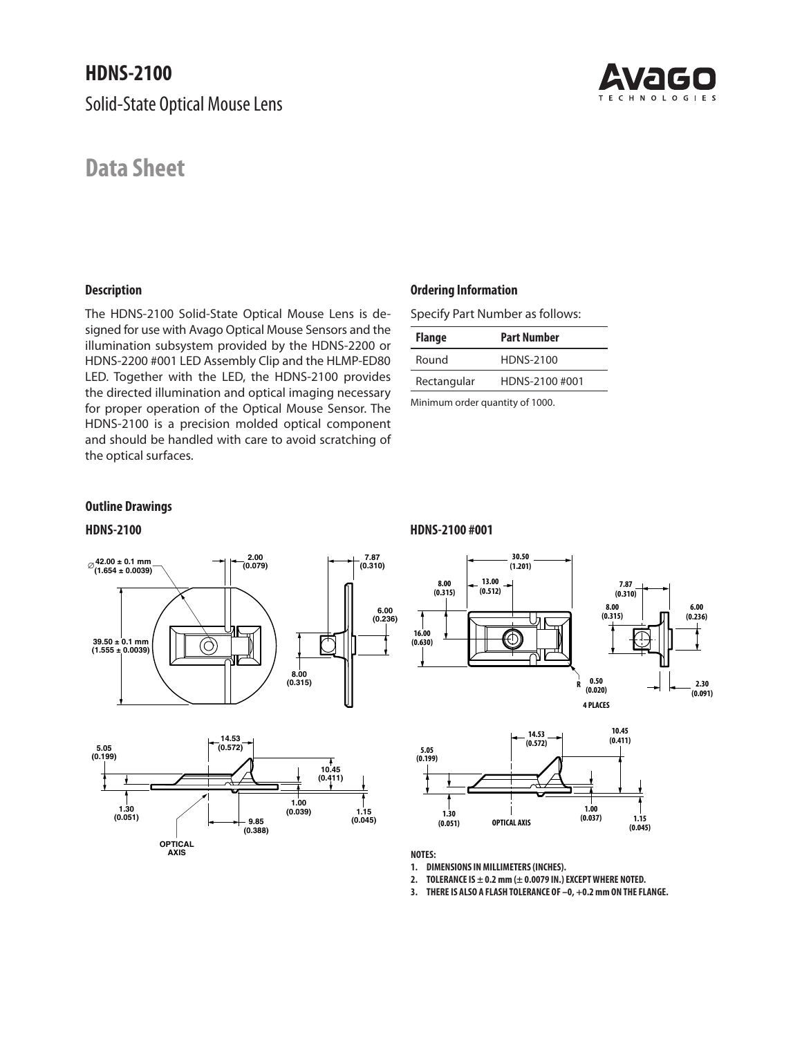# HDNS-2100

Solid-State Optical Mouse Lens

# Data Sheet

## Description

The HDNS-2100 Solid-State Optical Mouse Lens is designed for use with Avago Optical Mouse Sensors and the illumination subsystem provided by the HDNS-2200 or HDNS-2200 #001 LED Assembly Clip and the HLMP-ED80 LED. Together with the LED, the HDNS-2100 provides the directed illumination and optical imaging necessary for proper operation of the Optical Mouse Sensor. The HDNS-2100 is a precision molded optical component and should be handled with care to avoid scratching of the optical surfaces.

## Ordering Information

Specify Part Number as follows:

| Flange | Part Number |
|---|---|
| Round | HDNS-2100 |
| Rectangular | HDNS-2100 #001 |

Minimum order quantity of 1000.

## Outline Drawings

### HDNS-2100

### HDNS-2100 #001

NOTES:

1. DIMENSIONS IN MILLIMETERS (INCHES).
2. TOLERANCE IS ± 0.2 mm (± 0.0079 IN.) EXCEPT WHERE NOTED.
3. THERE IS ALSO A FLASH TOLERANCE OF –0, +0.2 mm ON THE FLANGE.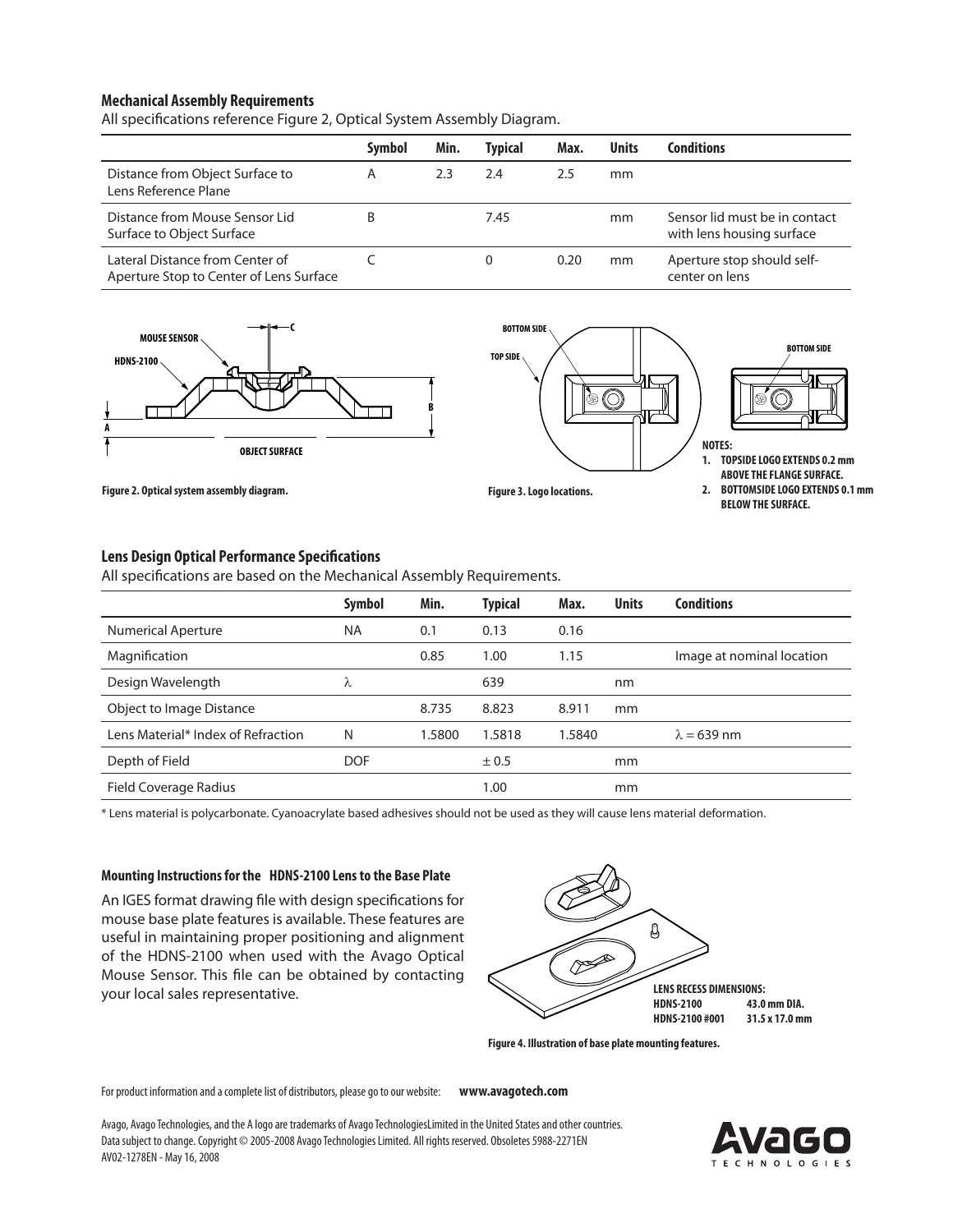### Mechanical Assembly Requirements

All specifications reference Figure 2, Optical System Assembly Diagram.

| | Symbol | Min. | Typical | Max. | Units | Conditions |
|---|---|---|---|---|---|---|
| Distance from Object Surface to Lens Reference Plane | A | 2.3 | 2.4 | 2.5 | mm | |
| Distance from Mouse Sensor Lid Surface to Object Surface | B | | 7.45 | | mm | Sensor lid must be in contact with lens housing surface |
| Lateral Distance from Center of Aperture Stop to Center of Lens Surface | C | | 0 | 0.20 | mm | Aperture stop should self-center on lens |

MOUSE SENSOR
HDNS-2100
C
B
A
OBJECT SURFACE

**Figure 2. Optical system assembly diagram.**

BOTTOM SIDE
TOP SIDE
BOTTOM SIDE

**Figure 3. Logo locations.**

**NOTES:**

1. **TOPSIDE LOGO EXTENDS 0.2 mm ABOVE THE FLANGE SURFACE.**
2. **BOTTOMSIDE LOGO EXTENDS 0.1 mm BELOW THE SURFACE.**

### Lens Design Optical Performance Specifications

All specifications are based on the Mechanical Assembly Requirements.

| | Symbol | Min. | Typical | Max. | Units | Conditions |
|---|---|---|---|---|---|---|
| Numerical Aperture | NA | 0.1 | 0.13 | 0.16 | | |
| Magnification | | 0.85 | 1.00 | 1.15 | | Image at nominal location |
| Design Wavelength | $\lambda$ | | 639 | | nm | |
| Object to Image Distance | | 8.735 | 8.823 | 8.911 | mm | |
| Lens Material* Index of Refraction | N | 1.5800 | 1.5818 | 1.5840 | | $\lambda = 639$ nm |
| Depth of Field | DOF | | ± 0.5 | | mm | |
| Field Coverage Radius | | | 1.00 | | mm | |

\* Lens material is polycarbonate. Cyanoacrylate based adhesives should not be used as they will cause lens material deformation.

#### Mounting Instructions for the HDNS-2100 Lens to the Base Plate

An IGES format drawing file with design specifications for mouse base plate features is available. These features are useful in maintaining proper positioning and alignment of the HDNS-2100 when used with the Avago Optical Mouse Sensor. This file can be obtained by contacting your local sales representative.

**LENS RECESS DIMENSIONS:**
**HDNS-2100 43.0 mm DIA.**
**HDNS-2100 #001 31.5 x 17.0 mm**

**Figure 4. Illustration of base plate mounting features.**

For product information and a complete list of distributors, please go to our website: **www.avagotech.com**

Avago, Avago Technologies, and the A logo are trademarks of Avago TechnologiesLimited in the United States and other countries.
Data subject to change. Copyright © 2005-2008 Avago Technologies Limited. All rights reserved. Obsoletes 5988-2271EN
AV02-1278EN - May 16, 2008